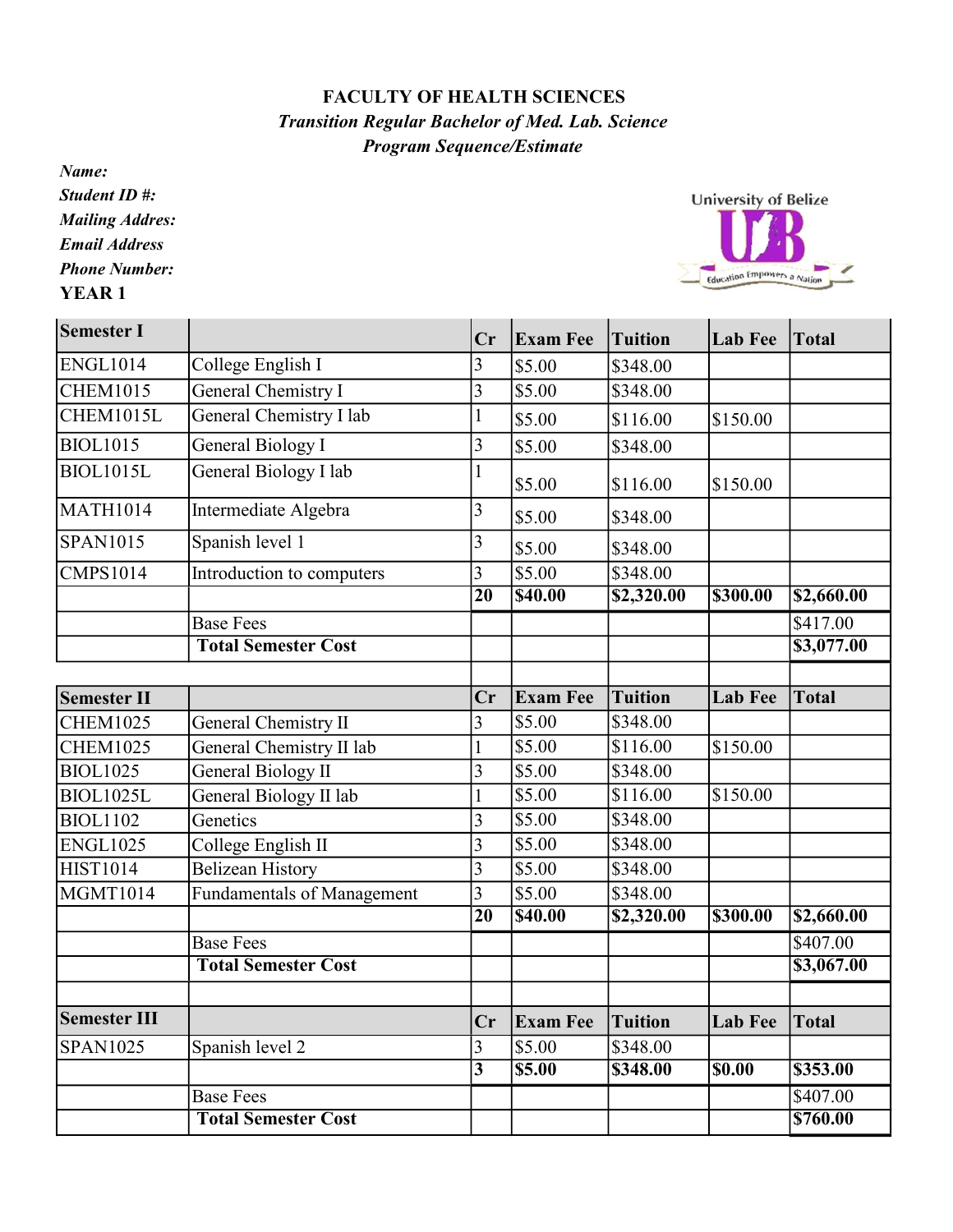**FACULTY OF HEALTH SCIENCES**

***Transition Regular Bachelor of Med. Lab. Science***

***Program Sequence/Estimate***

***Name:***

***Student ID #:***

***Mailing Addres:***

***Email Address***

***Phone Number:***

**YEAR 1**

| **Semester I** | | **Cr** | **Exam Fee** | **Tuition** | **Lab Fee** | **Total** |
|---|---|---|---|---|---|---|
| ENGL1014 | College English I | 3 | $5.00 | $348.00 | | |
| CHEM1015 | General Chemistry I | 3 | $5.00 | $348.00 | | |
| CHEM1015L | General Chemistry I lab | 1 | $5.00 | $116.00 | $150.00 | |
| BIOL1015 | General Biology I | 3 | $5.00 | $348.00 | | |
| BIOL1015L | General Biology I lab | 1 | $5.00 | $116.00 | $150.00 | |
| MATH1014 | Intermediate Algebra | 3 | $5.00 | $348.00 | | |
| SPAN1015 | Spanish level 1 | 3 | $5.00 | $348.00 | | |
| CMPS1014 | Introduction to computers | 3 | $5.00 | $348.00 | | |
| | | **20** | **$40.00** | **$2,320.00** | **$300.00** | **$2,660.00** |
| | Base Fees | | | | | $417.00 |
| | **Total Semester Cost** | | | | | **$3,077.00** |

| **Semester II** | | **Cr** | **Exam Fee** | **Tuition** | **Lab Fee** | **Total** |
|---|---|---|---|---|---|---|
| CHEM1025 | General Chemistry II | 3 | $5.00 | $348.00 | | |
| CHEM1025 | General Chemistry II lab | 1 | $5.00 | $116.00 | $150.00 | |
| BIOL1025 | General Biology II | 3 | $5.00 | $348.00 | | |
| BIOL1025L | General Biology II lab | 1 | $5.00 | $116.00 | $150.00 | |
| BIOL1102 | Genetics | 3 | $5.00 | $348.00 | | |
| ENGL1025 | College English II | 3 | $5.00 | $348.00 | | |
| HIST1014 | Belizean History | 3 | $5.00 | $348.00 | | |
| MGMT1014 | Fundamentals of Management | 3 | $5.00 | $348.00 | | |
| | | **20** | **$40.00** | **$2,320.00** | **$300.00** | **$2,660.00** |
| | Base Fees | | | | | $407.00 |
| | **Total Semester Cost** | | | | | **$3,067.00** |

| **Semester III** | | **Cr** | **Exam Fee** | **Tuition** | **Lab Fee** | **Total** |
|---|---|---|---|---|---|---|
| SPAN1025 | Spanish level 2 | 3 | $5.00 | $348.00 | | |
| | | **3** | **$5.00** | **$348.00** | **$0.00** | **$353.00** |
| | Base Fees | | | | | $407.00 |
| | **Total Semester Cost** | | | | | **$760.00** |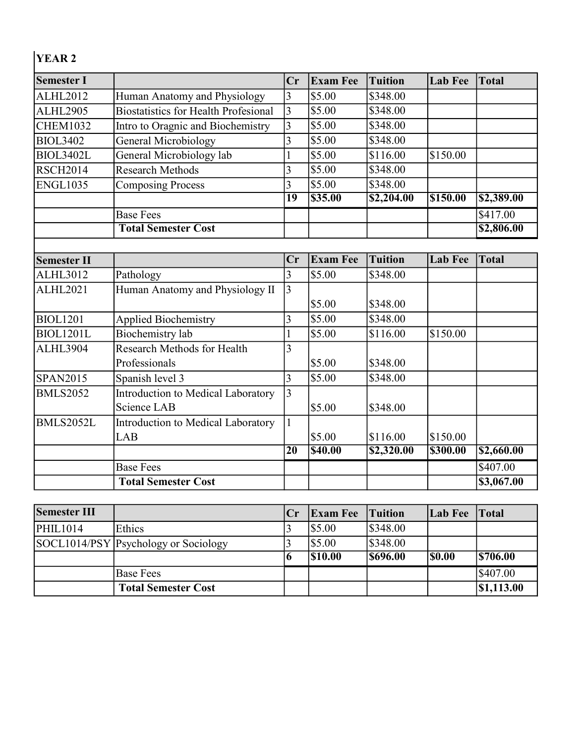## YEAR 2

| Semester I | | Cr | Exam Fee | Tuition | Lab Fee | Total |
|---|---|---|---|---|---|---|
| ALHL2012 | Human Anatomy and Physiology | 3 | $5.00 | $348.00 | | |
| ALHL2905 | Biostatistics for Health Profesional | 3 | $5.00 | $348.00 | | |
| CHEM1032 | Intro to Oragnic and Biochemistry | 3 | $5.00 | $348.00 | | |
| BIOL3402 | General Microbiology | 3 | $5.00 | $348.00 | | |
| BIOL3402L | General Microbiology lab | 1 | $5.00 | $116.00 | $150.00 | |
| RSCH2014 | Research Methods | 3 | $5.00 | $348.00 | | |
| ENGL1035 | Composing Process | 3 | $5.00 | $348.00 | | |
| | | **19** | **$35.00** | **$2,204.00** | **$150.00** | **$2,389.00** |
| | Base Fees | | | | | $417.00 |
| | **Total Semester Cost** | | | | | **$2,806.00** |

| Semester II | | Cr | Exam Fee | Tuition | Lab Fee | Total |
|---|---|---|---|---|---|---|
| ALHL3012 | Pathology | 3 | $5.00 | $348.00 | | |
| ALHL2021 | Human Anatomy and Physiology II | 3 | $5.00 | $348.00 | | |
| BIOL1201 | Applied Biochemistry | 3 | $5.00 | $348.00 | | |
| BIOL1201L | Biochemistry lab | 1 | $5.00 | $116.00 | $150.00 | |
| ALHL3904 | Research Methods for Health Professionals | 3 | $5.00 | $348.00 | | |
| SPAN2015 | Spanish level 3 | 3 | $5.00 | $348.00 | | |
| BMLS2052 | Introduction to Medical Laboratory Science LAB | 3 | $5.00 | $348.00 | | |
| BMLS2052L | Introduction to Medical Laboratory LAB | 1 | $5.00 | $116.00 | $150.00 | |
| | | **20** | **$40.00** | **$2,320.00** | **$300.00** | **$2,660.00** |
| | Base Fees | | | | | $407.00 |
| | **Total Semester Cost** | | | | | **$3,067.00** |

| Semester III | | Cr | Exam Fee | Tuition | Lab Fee | Total |
|---|---|---|---|---|---|---|
| PHIL1014 | Ethics | 3 | $5.00 | $348.00 | | |
| SOCL1014/PSY | Psychology or Sociology | 3 | $5.00 | $348.00 | | |
| | | **6** | **$10.00** | **$696.00** | **$0.00** | **$706.00** |
| | Base Fees | | | | | $407.00 |
| | **Total Semester Cost** | | | | | **$1,113.00** |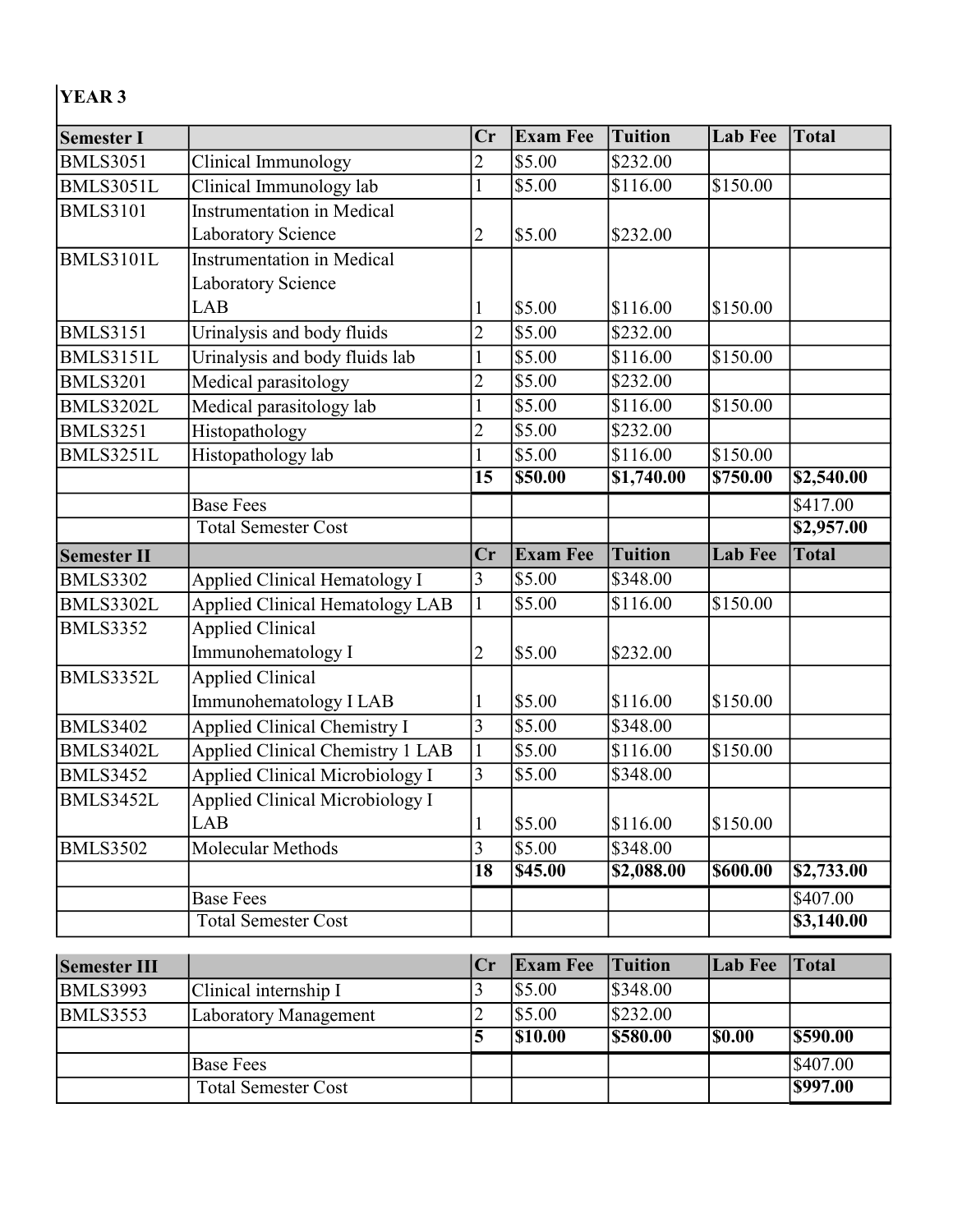**YEAR 3**

| Semester I | | Cr | Exam Fee | Tuition | Lab Fee | Total |
|---|---|---|---|---|---|---|
| BMLS3051 | Clinical Immunology | 2 | $5.00 | $232.00 | | |
| BMLS3051L | Clinical Immunology lab | 1 | $5.00 | $116.00 | $150.00 | |
| BMLS3101 | Instrumentation in Medical Laboratory Science | 2 | $5.00 | $232.00 | | |
| BMLS3101L | Instrumentation in Medical Laboratory Science LAB | 1 | $5.00 | $116.00 | $150.00 | |
| BMLS3151 | Urinalysis and body fluids | 2 | $5.00 | $232.00 | | |
| BMLS3151L | Urinalysis and body fluids lab | 1 | $5.00 | $116.00 | $150.00 | |
| BMLS3201 | Medical parasitology | 2 | $5.00 | $232.00 | | |
| BMLS3202L | Medical parasitology lab | 1 | $5.00 | $116.00 | $150.00 | |
| BMLS3251 | Histopathology | 2 | $5.00 | $232.00 | | |
| BMLS3251L | Histopathology lab | 1 | $5.00 | $116.00 | $150.00 | |
| | | **15** | **$50.00** | **$1,740.00** | **$750.00** | **$2,540.00** |
| | Base Fees | | | | | $417.00 |
| | Total Semester Cost | | | | | **$2,957.00** |

| Semester II | | Cr | Exam Fee | Tuition | Lab Fee | Total |
|---|---|---|---|---|---|---|
| BMLS3302 | Applied Clinical Hematology I | 3 | $5.00 | $348.00 | | |
| BMLS3302L | Applied Clinical Hematology LAB | 1 | $5.00 | $116.00 | $150.00 | |
| BMLS3352 | Applied Clinical Immunohematology I | 2 | $5.00 | $232.00 | | |
| BMLS3352L | Applied Clinical Immunohematology I LAB | 1 | $5.00 | $116.00 | $150.00 | |
| BMLS3402 | Applied Clinical Chemistry I | 3 | $5.00 | $348.00 | | |
| BMLS3402L | Applied Clinical Chemistry 1 LAB | 1 | $5.00 | $116.00 | $150.00 | |
| BMLS3452 | Applied Clinical Microbiology I | 3 | $5.00 | $348.00 | | |
| BMLS3452L | Applied Clinical Microbiology I LAB | 1 | $5.00 | $116.00 | $150.00 | |
| BMLS3502 | Molecular Methods | 3 | $5.00 | $348.00 | | |
| | | **18** | **$45.00** | **$2,088.00** | **$600.00** | **$2,733.00** |
| | Base Fees | | | | | $407.00 |
| | Total Semester Cost | | | | | **$3,140.00** |

| Semester III | | Cr | Exam Fee | Tuition | Lab Fee | Total |
|---|---|---|---|---|---|---|
| BMLS3993 | Clinical internship I | 3 | $5.00 | $348.00 | | |
| BMLS3553 | Laboratory Management | 2 | $5.00 | $232.00 | | |
| | | **5** | **$10.00** | **$580.00** | **$0.00** | **$590.00** |
| | Base Fees | | | | | $407.00 |
| | Total Semester Cost | | | | | **$997.00** |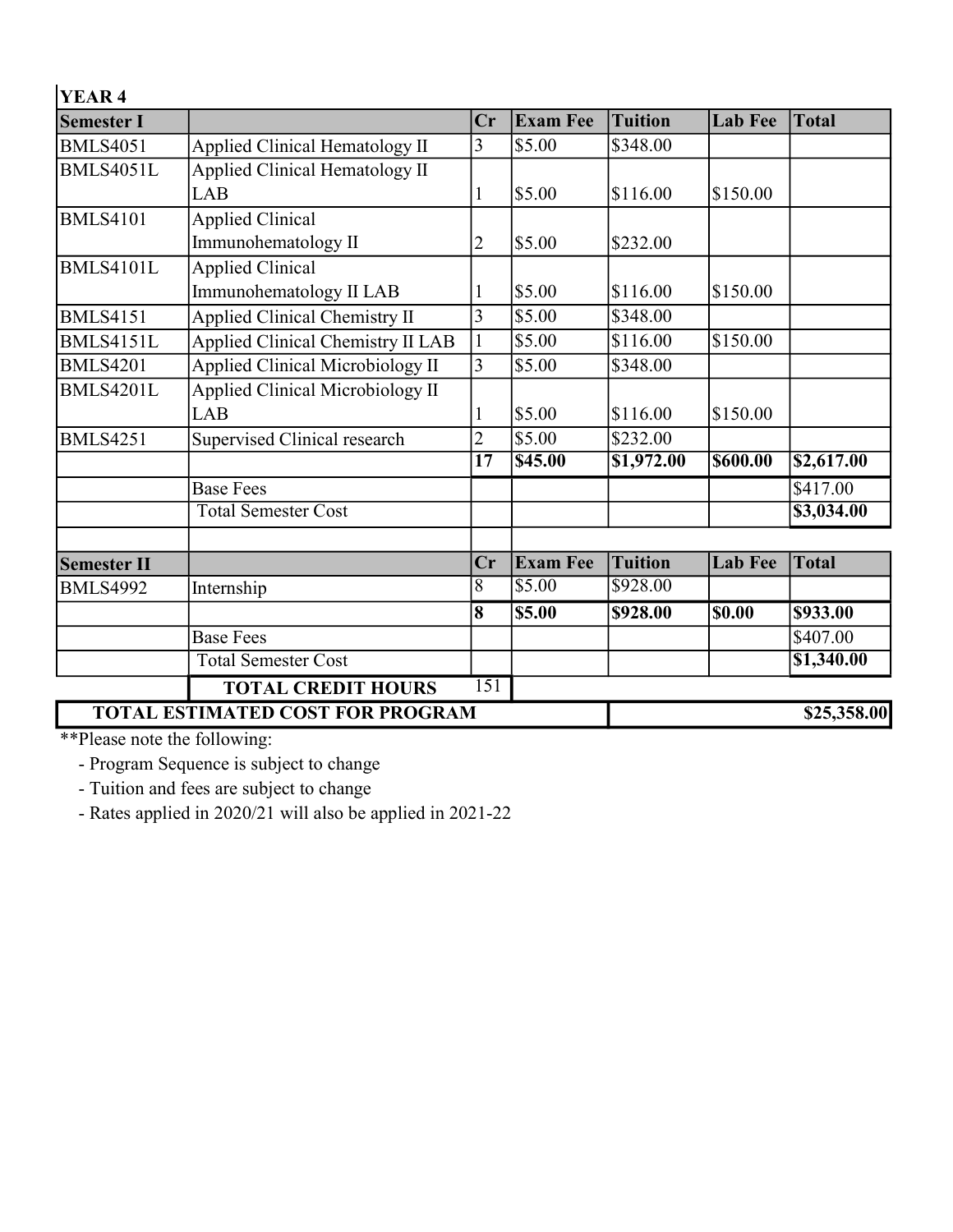**YEAR 4**

| Semester I | | Cr | Exam Fee | Tuition | Lab Fee | Total |
|---|---|---|---|---|---|---|
| BMLS4051 | Applied Clinical Hematology II | 3 | $5.00 | $348.00 | | |
| BMLS4051L | Applied Clinical Hematology II LAB | 1 | $5.00 | $116.00 | $150.00 | |
| BMLS4101 | Applied Clinical Immunohematology II | 2 | $5.00 | $232.00 | | |
| BMLS4101L | Applied Clinical Immunohematology II LAB | 1 | $5.00 | $116.00 | $150.00 | |
| BMLS4151 | Applied Clinical Chemistry II | 3 | $5.00 | $348.00 | | |
| BMLS4151L | Applied Clinical Chemistry II LAB | 1 | $5.00 | $116.00 | $150.00 | |
| BMLS4201 | Applied Clinical Microbiology II | 3 | $5.00 | $348.00 | | |
| BMLS4201L | Applied Clinical Microbiology II LAB | 1 | $5.00 | $116.00 | $150.00 | |
| BMLS4251 | Supervised Clinical research | 2 | $5.00 | $232.00 | | |
| | | **17** | **$45.00** | **$1,972.00** | **$600.00** | **$2,617.00** |
| | Base Fees | | | | | $417.00 |
| | Total Semester Cost | | | | | **$3,034.00** |

| Semester II | | Cr | Exam Fee | Tuition | Lab Fee | Total |
|---|---|---|---|---|---|---|
| BMLS4992 | Internship | 8 | $5.00 | $928.00 | | |
| | | **8** | **$5.00** | **$928.00** | **$0.00** | **$933.00** |
| | Base Fees | | | | | $407.00 |
| | Total Semester Cost | | | | | **$1,340.00** |
| | **TOTAL CREDIT HOURS** | 151 | | | | |
| **TOTAL ESTIMATED COST FOR PROGRAM** | | | | | | **$25,358.00** |

**Please note the following:

- Program Sequence is subject to change
- Tuition and fees are subject to change
- Rates applied in 2020/21 will also be applied in 2021-22